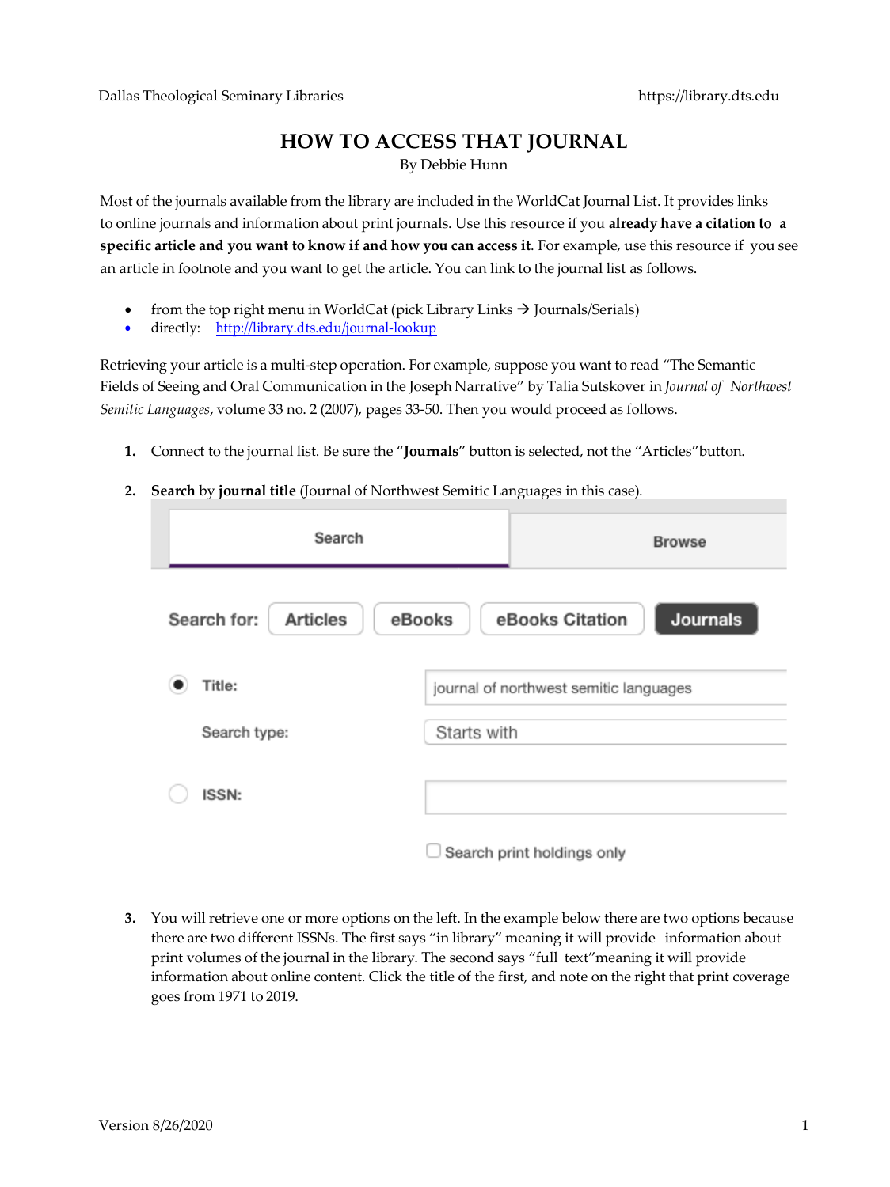Dallas Theological Seminary Libraries https://library.dts.edu

# HOW TO ACCESS THAT JOURNAL

By Debbie Hunn

Most of the journals available from the library are included in the WorldCat Journal List. It provides links to online journals and information about print journals. Use this resource if you **already have a citation to a specific article and you want to know if and how you can access it**. For example, use this resource if you see an article in footnote and you want to get the article. You can link to the journal list as follows.

- from the top right menu in WorldCat (pick Library Links → Journals/Serials)
- directly: [http://library.dts.edu/journal-lookup](http://library.dts.edu/journal-lookup)

Retrieving your article is a multi-step operation. For example, suppose you want to read "The Semantic Fields of Seeing and Oral Communication in the Joseph Narrative" by Talia Sutskover in *Journal of Northwest Semitic Languages*, volume 33 no. 2 (2007), pages 33-50. Then you would proceed as follows.

1. Connect to the journal list. Be sure the "**Journals**" button is selected, not the "Articles" button.

2. **Search** by **journal title** (Journal of Northwest Semitic Languages in this case).

   Search | Browse

   Search for: Articles | eBooks | eBooks Citation | **Journals**

   - (●) Title: journal of northwest semitic languages
     Search type: Starts with
   - ( ) ISSN:

   [ ] Search print holdings only

3. You will retrieve one or more options on the left. In the example below there are two options because there are two different ISSNs. The first says "in library" meaning it will provide information about print volumes of the journal in the library. The second says "full text" meaning it will provide information about online content. Click the title of the first, and note on the right that print coverage goes from 1971 to 2019.

Version 8/26/2020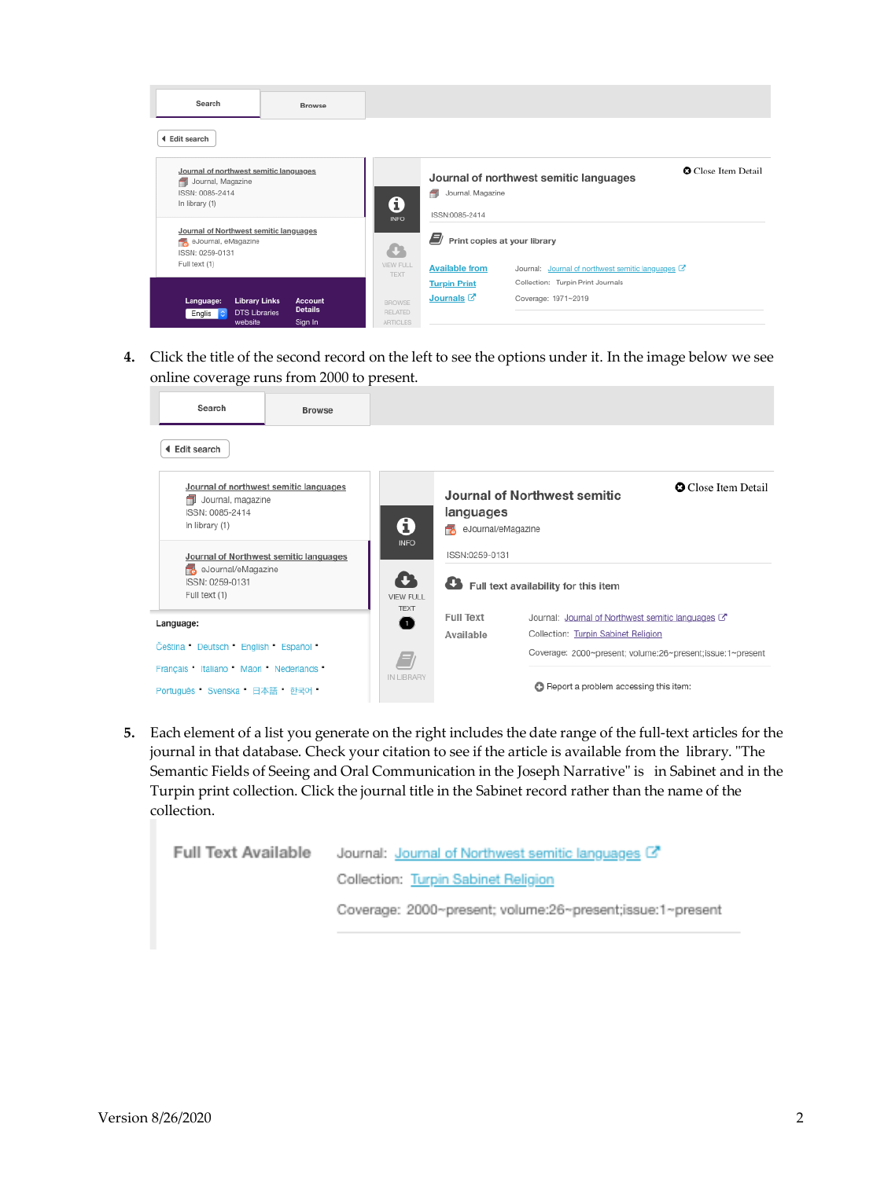4. Click the title of the second record on the left to see the options under it. In the image below we see online coverage runs from 2000 to present.

5. Each element of a list you generate on the right includes the date range of the full-text articles for the journal in that database. Check your citation to see if the article is available from the library. "The Semantic Fields of Seeing and Oral Communication in the Joseph Narrative" is in Sabinet and in the Turpin print collection. Click the journal title in the Sabinet record rather than the name of the collection.

Version 8/26/2020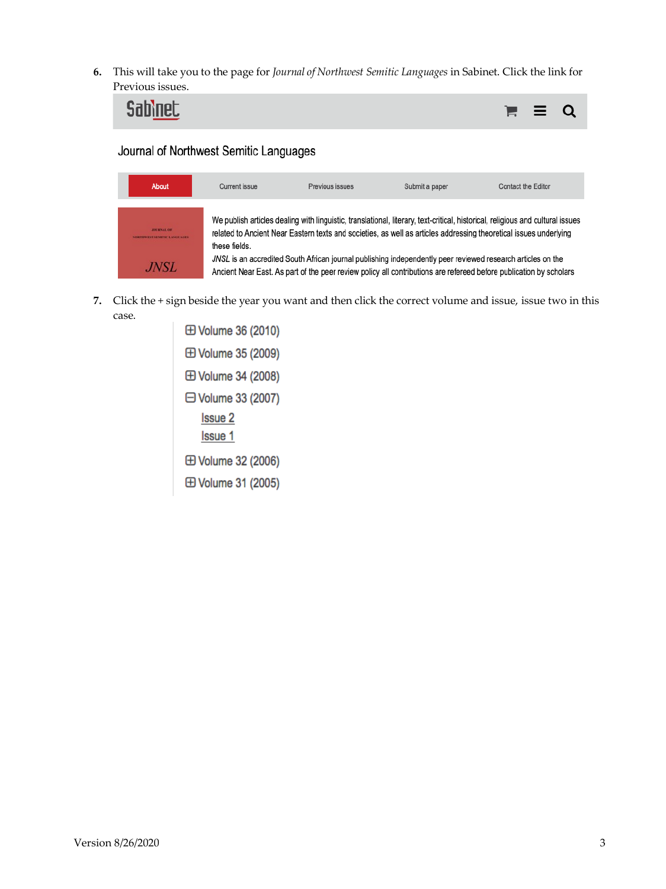6. This will take you to the page for *Journal of Northwest Semitic Languages* in Sabinet. Click the link for Previous issues.

Sabinet

Journal of Northwest Semitic Languages

About | Current issue | Previous issues | Submit a paper | Contact the Editor

JNSL

We publish articles dealing with linguistic, translational, literary, text-critical, historical, religious and cultural issues related to Ancient Near Eastern texts and societies, as well as articles addressing theoretical issues underlying these fields.
*JNSL* is an accredited South African journal publishing independently peer reviewed research articles on the Ancient Near East. As part of the peer review policy all contributions are refereed before publication by scholars

7. Click the + sign beside the year you want and then click the correct volume and issue, issue two in this case.

⊞ Volume 36 (2010)
⊞ Volume 35 (2009)
⊞ Volume 34 (2008)
⊟ Volume 33 (2007)
Issue 2
Issue 1
⊞ Volume 32 (2006)
⊞ Volume 31 (2005)

Version 8/26/2020